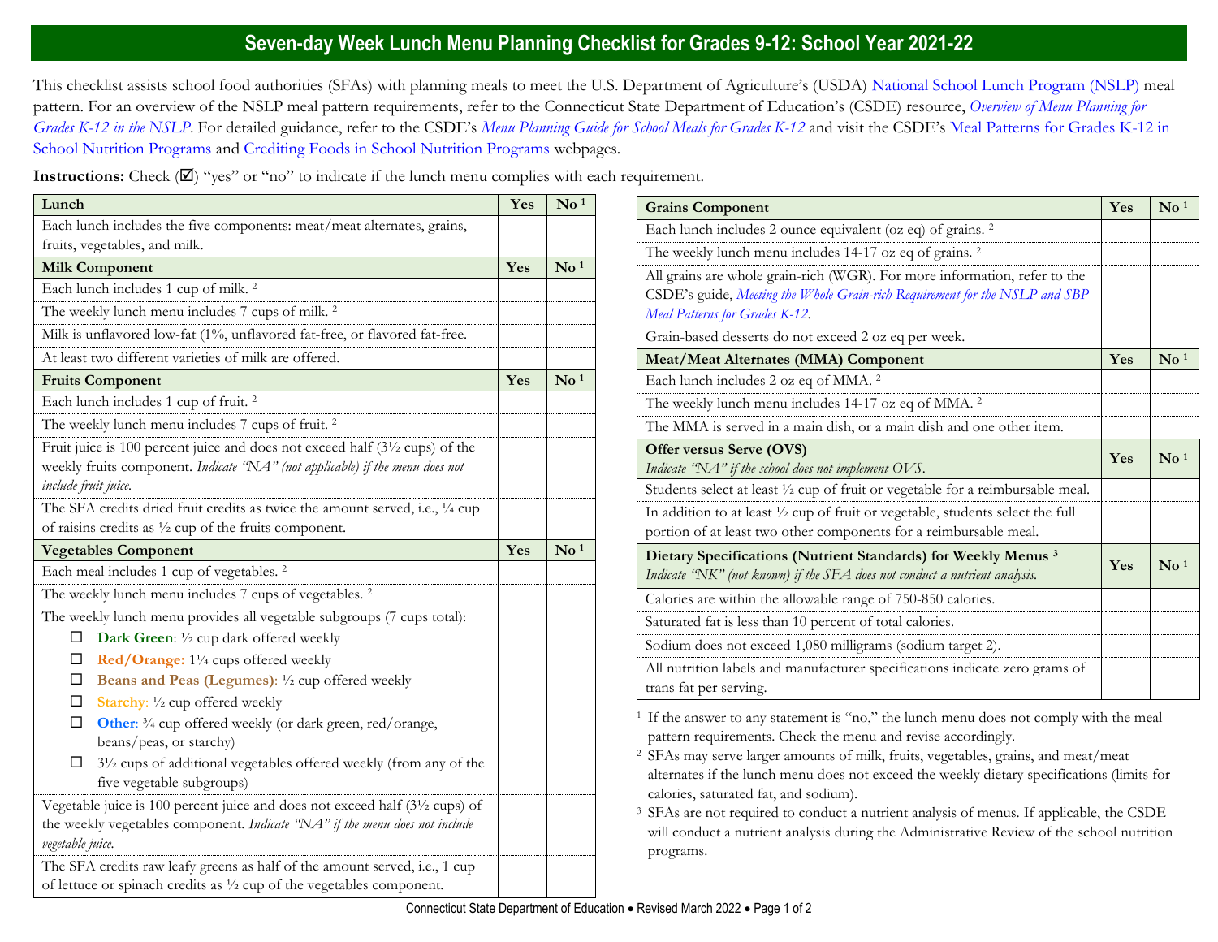# Seven-day Week Lunch Menu Planning Checklist for Grades 9-12: School Year 2021-22

This checklist assists school food authorities (SFAs) with planning meals to meet the U.S. Department of Agriculture's (USDA) National School Lunch Program (NSLP) meal pattern. For an overview of the NSLP meal pattern requirements, refer to the Connecticut State Department of Education's (CSDE) resource, *Overview of Menu Planning for Grades K-12 in the NSLP*. For detailed guidance, refer to the CSDE's *Menu Planning Guide for School Meals for Grades K-12* and visit the CSDE's Meal Patterns for Grades K-12 in School Nutrition Programs and Crediting Foods in School Nutrition Programs webpages.

**Instructions:** Check (☑) "yes" or "no" to indicate if the lunch menu complies with each requirement.

| **Lunch** | **Yes** | **No** [1] |
|---|---|---|
| Each lunch includes the five components: meat/meat alternates, grains, fruits, vegetables, and milk. | | |
| **Milk Component** | **Yes** | **No** [1] |
| Each lunch includes 1 cup of milk. [2] | | |
| The weekly lunch menu includes 7 cups of milk. [2] | | |
| Milk is unflavored low-fat (1%, unflavored fat-free, or flavored fat-free. | | |
| At least two different varieties of milk are offered. | | |
| **Fruits Component** | **Yes** | **No** [1] |
| Each lunch includes 1 cup of fruit. [2] | | |
| The weekly lunch menu includes 7 cups of fruit. [2] | | |
| Fruit juice is 100 percent juice and does not exceed half (3½ cups) of the weekly fruits component. *Indicate "NA" (not applicable) if the menu does not include fruit juice.* | | |
| The SFA credits dried fruit credits as twice the amount served, i.e., ¼ cup of raisins credits as ½ cup of the fruits component. | | |
| **Vegetables Component** | **Yes** | **No** [1] |
| Each meal includes 1 cup of vegetables. [2] | | |
| The weekly lunch menu includes 7 cups of vegetables. [2] | | |
| The weekly lunch menu provides all vegetable subgroups (7 cups total):<br>☐ **Dark Green**: ½ cup dark offered weekly<br>☐ **Red/Orange:** 1¼ cups offered weekly<br>☐ **Beans and Peas (Legumes)**: ½ cup offered weekly<br>☐ **Starchy**: ½ cup offered weekly<br>☐ **Other**: ¾ cup offered weekly (or dark green, red/orange, beans/peas, or starchy)<br>☐ 3½ cups of additional vegetables offered weekly (from any of the five vegetable subgroups) | | |
| Vegetable juice is 100 percent juice and does not exceed half (3½ cups) of the weekly vegetables component. *Indicate "NA" if the menu does not include vegetable juice.* | | |
| The SFA credits raw leafy greens as half of the amount served, i.e., 1 cup of lettuce or spinach credits as ½ cup of the vegetables component. | | |

| **Grains Component** | **Yes** | **No** [1] |
|---|---|---|
| Each lunch includes 2 ounce equivalent (oz eq) of grains. [2] | | |
| The weekly lunch menu includes 14-17 oz eq of grains. [2] | | |
| All grains are whole grain-rich (WGR). For more information, refer to the CSDE's guide, *Meeting the Whole Grain-rich Requirement for the NSLP and SBP Meal Patterns for Grades K-12*. | | |
| Grain-based desserts do not exceed 2 oz eq per week. | | |
| **Meat/Meat Alternates (MMA) Component** | **Yes** | **No** [1] |
| Each lunch includes 2 oz eq of MMA. [2] | | |
| The weekly lunch menu includes 14-17 oz eq of MMA. [2] | | |
| The MMA is served in a main dish, or a main dish and one other item. | | |
| **Offer versus Serve (OVS)**<br>*Indicate "NA" if the school does not implement OVS.* | **Yes** | **No** [1] |
| Students select at least ½ cup of fruit or vegetable for a reimbursable meal. | | |
| In addition to at least ½ cup of fruit or vegetable, students select the full portion of at least two other components for a reimbursable meal. | | |
| **Dietary Specifications (Nutrient Standards) for Weekly Menus** [3]<br>*Indicate "NK" (not known) if the SFA does not conduct a nutrient analysis.* | **Yes** | **No** [1] |
| Calories are within the allowable range of 750-850 calories. | | |
| Saturated fat is less than 10 percent of total calories. | | |
| Sodium does not exceed 1,080 milligrams (sodium target 2). | | |
| All nutrition labels and manufacturer specifications indicate zero grams of trans fat per serving. | | |

[1] If the answer to any statement is "no," the lunch menu does not comply with the meal pattern requirements. Check the menu and revise accordingly.

[2] SFAs may serve larger amounts of milk, fruits, vegetables, grains, and meat/meat alternates if the lunch menu does not exceed the weekly dietary specifications (limits for calories, saturated fat, and sodium).

[3] SFAs are not required to conduct a nutrient analysis of menus. If applicable, the CSDE will conduct a nutrient analysis during the Administrative Review of the school nutrition programs.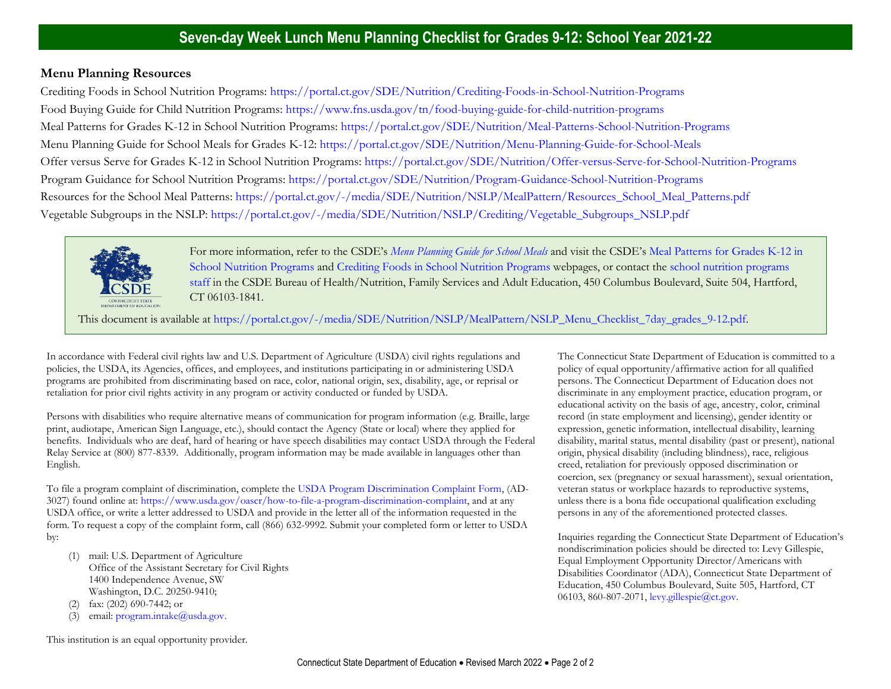## Seven-day Week Lunch Menu Planning Checklist for Grades 9-12: School Year 2021-22

### Menu Planning Resources

Crediting Foods in School Nutrition Programs: https://portal.ct.gov/SDE/Nutrition/Crediting-Foods-in-School-Nutrition-Programs

Food Buying Guide for Child Nutrition Programs: https://www.fns.usda.gov/tn/food-buying-guide-for-child-nutrition-programs

Meal Patterns for Grades K-12 in School Nutrition Programs: https://portal.ct.gov/SDE/Nutrition/Meal-Patterns-School-Nutrition-Programs

Menu Planning Guide for School Meals for Grades K-12: https://portal.ct.gov/SDE/Nutrition/Menu-Planning-Guide-for-School-Meals

Offer versus Serve for Grades K-12 in School Nutrition Programs: https://portal.ct.gov/SDE/Nutrition/Offer-versus-Serve-for-School-Nutrition-Programs

Program Guidance for School Nutrition Programs: https://portal.ct.gov/SDE/Nutrition/Program-Guidance-School-Nutrition-Programs

Resources for the School Meal Patterns: https://portal.ct.gov/-/media/SDE/Nutrition/NSLP/MealPattern/Resources_School_Meal_Patterns.pdf

Vegetable Subgroups in the NSLP: https://portal.ct.gov/-/media/SDE/Nutrition/NSLP/Crediting/Vegetable_Subgroups_NSLP.pdf

For more information, refer to the CSDE's *Menu Planning Guide for School Meals* and visit the CSDE's Meal Patterns for Grades K-12 in School Nutrition Programs and Crediting Foods in School Nutrition Programs webpages, or contact the school nutrition programs staff in the CSDE Bureau of Health/Nutrition, Family Services and Adult Education, 450 Columbus Boulevard, Suite 504, Hartford, CT 06103-1841.

This document is available at https://portal.ct.gov/-/media/SDE/Nutrition/NSLP/MealPattern/NSLP_Menu_Checklist_7day_grades_9-12.pdf.

In accordance with Federal civil rights law and U.S. Department of Agriculture (USDA) civil rights regulations and policies, the USDA, its Agencies, offices, and employees, and institutions participating in or administering USDA programs are prohibited from discriminating based on race, color, national origin, sex, disability, age, or reprisal or retaliation for prior civil rights activity in any program or activity conducted or funded by USDA.

Persons with disabilities who require alternative means of communication for program information (e.g. Braille, large print, audiotape, American Sign Language, etc.), should contact the Agency (State or local) where they applied for benefits. Individuals who are deaf, hard of hearing or have speech disabilities may contact USDA through the Federal Relay Service at (800) 877-8339. Additionally, program information may be made available in languages other than English.

To file a program complaint of discrimination, complete the USDA Program Discrimination Complaint Form, (AD-3027) found online at: https://www.usda.gov/oascr/how-to-file-a-program-discrimination-complaint, and at any USDA office, or write a letter addressed to USDA and provide in the letter all of the information requested in the form. To request a copy of the complaint form, call (866) 632-9992. Submit your completed form or letter to USDA by:

(1) mail: U.S. Department of Agriculture  
Office of the Assistant Secretary for Civil Rights  
1400 Independence Avenue, SW  
Washington, D.C. 20250-9410;

(2) fax: (202) 690-7442; or

(3) email: program.intake@usda.gov.

This institution is an equal opportunity provider.

The Connecticut State Department of Education is committed to a policy of equal opportunity/affirmative action for all qualified persons. The Connecticut Department of Education does not discriminate in any employment practice, education program, or educational activity on the basis of age, ancestry, color, criminal record (in state employment and licensing), gender identity or expression, genetic information, intellectual disability, learning disability, marital status, mental disability (past or present), national origin, physical disability (including blindness), race, religious creed, retaliation for previously opposed discrimination or coercion, sex (pregnancy or sexual harassment), sexual orientation, veteran status or workplace hazards to reproductive systems, unless there is a bona fide occupational qualification excluding persons in any of the aforementioned protected classes.

Inquiries regarding the Connecticut State Department of Education's nondiscrimination policies should be directed to: Levy Gillespie, Equal Employment Opportunity Director/Americans with Disabilities Coordinator (ADA), Connecticut State Department of Education, 450 Columbus Boulevard, Suite 505, Hartford, CT 06103, 860-807-2071, levy.gillespie@ct.gov.